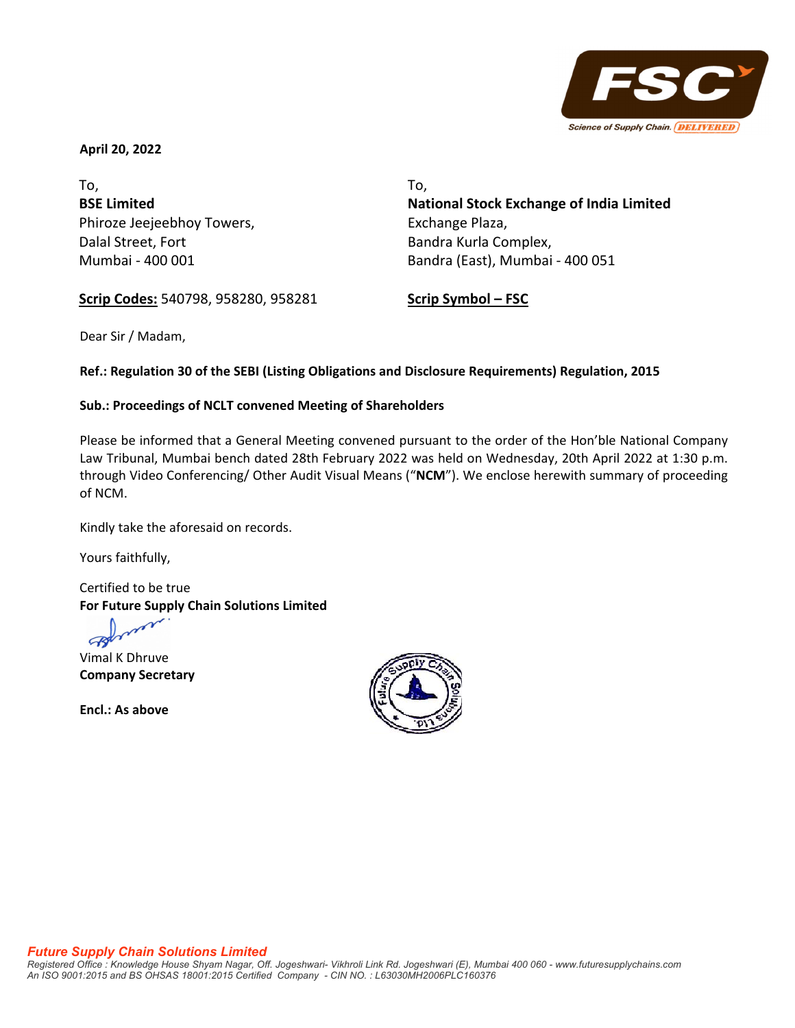**April 20, 2022**

To,
**BSE Limited**
Phiroze Jeejeebhoy Towers,
Dalal Street, Fort
Mumbai - 400 001

**Scrip Codes:** 540798, 958280, 958281

To,
**National Stock Exchange of India Limited**
Exchange Plaza,
Bandra Kurla Complex,
Bandra (East), Mumbai - 400 051

**Scrip Symbol – FSC**

Dear Sir / Madam,

**Ref.: Regulation 30 of the SEBI (Listing Obligations and Disclosure Requirements) Regulation, 2015**

**Sub.: Proceedings of NCLT convened Meeting of Shareholders**

Please be informed that a General Meeting convened pursuant to the order of the Hon'ble National Company Law Tribunal, Mumbai bench dated 28th February 2022 was held on Wednesday, 20th April 2022 at 1:30 p.m. through Video Conferencing/ Other Audit Visual Means ("**NCM**"). We enclose herewith summary of proceeding of NCM.

Kindly take the aforesaid on records.

Yours faithfully,

Certified to be true
**For Future Supply Chain Solutions Limited**

Vimal K Dhruve
**Company Secretary**

**Encl.: As above**

*Future Supply Chain Solutions Limited*
*Registered Office : Knowledge House Shyam Nagar, Off. Jogeshwari- Vikhroli Link Rd. Jogeshwari (E), Mumbai 400 060 - www.futuresupplychains.com*
*An ISO 9001:2015 and BS OHSAS 18001:2015 Certified Company - CIN NO. : L63030MH2006PLC160376*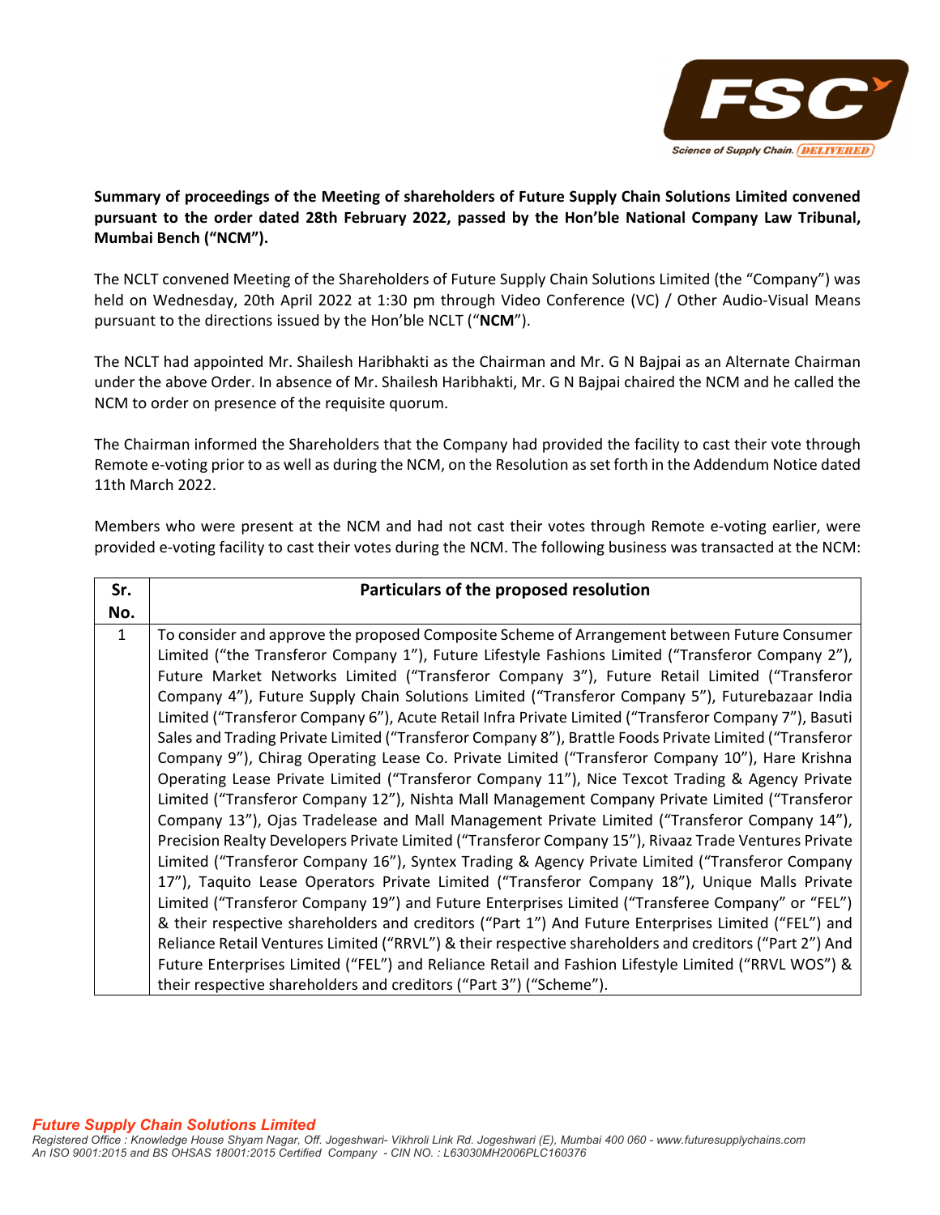**Summary of proceedings of the Meeting of shareholders of Future Supply Chain Solutions Limited convened pursuant to the order dated 28th February 2022, passed by the Hon'ble National Company Law Tribunal, Mumbai Bench ("NCM").**

The NCLT convened Meeting of the Shareholders of Future Supply Chain Solutions Limited (the "Company") was held on Wednesday, 20th April 2022 at 1:30 pm through Video Conference (VC) / Other Audio-Visual Means pursuant to the directions issued by the Hon'ble NCLT ("**NCM**").

The NCLT had appointed Mr. Shailesh Haribhakti as the Chairman and Mr. G N Bajpai as an Alternate Chairman under the above Order. In absence of Mr. Shailesh Haribhakti, Mr. G N Bajpai chaired the NCM and he called the NCM to order on presence of the requisite quorum.

The Chairman informed the Shareholders that the Company had provided the facility to cast their vote through Remote e-voting prior to as well as during the NCM, on the Resolution as set forth in the Addendum Notice dated 11th March 2022.

Members who were present at the NCM and had not cast their votes through Remote e-voting earlier, were provided e-voting facility to cast their votes during the NCM. The following business was transacted at the NCM:

| Sr. No. | Particulars of the proposed resolution |
|---|---|
| 1 | To consider and approve the proposed Composite Scheme of Arrangement between Future Consumer Limited ("the Transferor Company 1"), Future Lifestyle Fashions Limited ("Transferor Company 2"), Future Market Networks Limited ("Transferor Company 3"), Future Retail Limited ("Transferor Company 4"), Future Supply Chain Solutions Limited ("Transferor Company 5"), Futurebazaar India Limited ("Transferor Company 6"), Acute Retail Infra Private Limited ("Transferor Company 7"), Basuti Sales and Trading Private Limited ("Transferor Company 8"), Brattle Foods Private Limited ("Transferor Company 9"), Chirag Operating Lease Co. Private Limited ("Transferor Company 10"), Hare Krishna Operating Lease Private Limited ("Transferor Company 11"), Nice Texcot Trading & Agency Private Limited ("Transferor Company 12"), Nishta Mall Management Company Private Limited ("Transferor Company 13"), Ojas Tradelease and Mall Management Private Limited ("Transferor Company 14"), Precision Realty Developers Private Limited ("Transferor Company 15"), Rivaaz Trade Ventures Private Limited ("Transferor Company 16"), Syntex Trading & Agency Private Limited ("Transferor Company 17"), Taquito Lease Operators Private Limited ("Transferor Company 18"), Unique Malls Private Limited ("Transferor Company 19") and Future Enterprises Limited ("Transferee Company" or "FEL") & their respective shareholders and creditors ("Part 1") And Future Enterprises Limited ("FEL") and Reliance Retail Ventures Limited ("RRVL") & their respective shareholders and creditors ("Part 2") And Future Enterprises Limited ("FEL") and Reliance Retail and Fashion Lifestyle Limited ("RRVL WOS") & their respective shareholders and creditors ("Part 3") ("Scheme"). |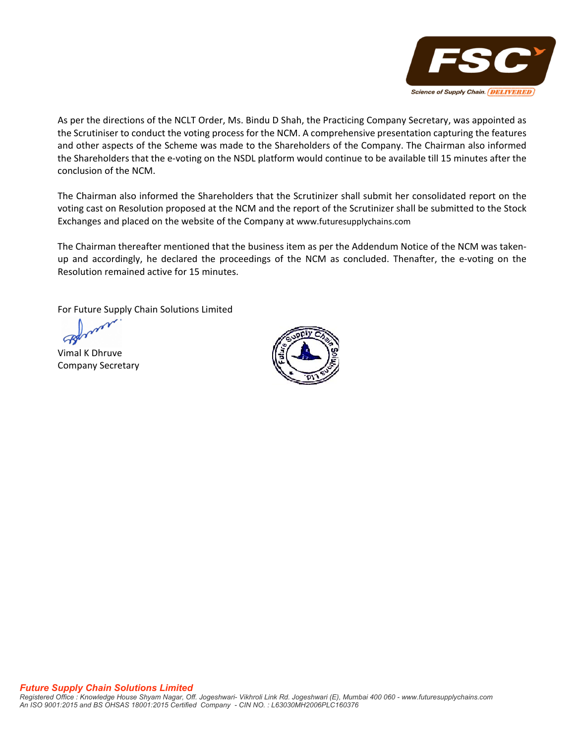As per the directions of the NCLT Order, Ms. Bindu D Shah, the Practicing Company Secretary, was appointed as the Scrutiniser to conduct the voting process for the NCM. A comprehensive presentation capturing the features and other aspects of the Scheme was made to the Shareholders of the Company. The Chairman also informed the Shareholders that the e-voting on the NSDL platform would continue to be available till 15 minutes after the conclusion of the NCM.

The Chairman also informed the Shareholders that the Scrutinizer shall submit her consolidated report on the voting cast on Resolution proposed at the NCM and the report of the Scrutinizer shall be submitted to the Stock Exchanges and placed on the website of the Company at www.futuresupplychains.com

The Chairman thereafter mentioned that the business item as per the Addendum Notice of the NCM was taken-up and accordingly, he declared the proceedings of the NCM as concluded. Thenafter, the e-voting on the Resolution remained active for 15 minutes.

For Future Supply Chain Solutions Limited

Vimal K Dhruve
Company Secretary